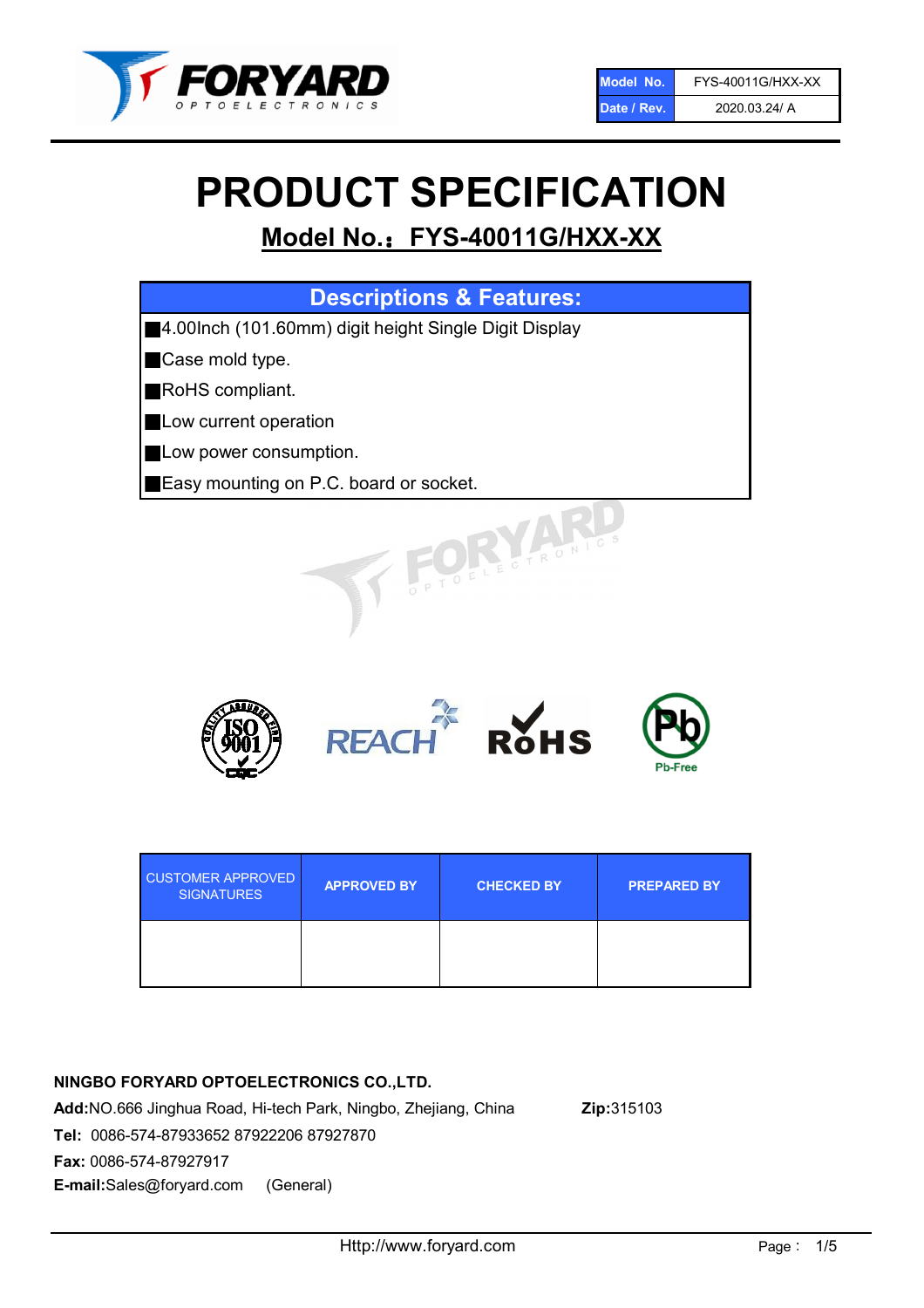| Model No. | FYS-40011G/HXX-XX |
| --- | --- |
| Date / Rev. | 2020.03.24/ A |

# PRODUCT SPECIFICATION

## Model No.：FYS-40011G/HXX-XX

### Descriptions & Features:

- 4.00Inch (101.60mm) digit height Single Digit Display
- Case mold type.
- RoHS compliant.
- Low current operation
- Low power consumption.
- Easy mounting on P.C. board or socket.

| CUSTOMER APPROVED SIGNATURES | APPROVED BY | CHECKED BY | PREPARED BY |
| --- | --- | --- | --- |
| | | | |

**NINGBO FORYARD OPTOELECTRONICS CO.,LTD.**

**Add:**NO.666 Jinghua Road, Hi-tech Park, Ningbo, Zhejiang, China **Zip:**315103

**Tel:** 0086-574-87933652 87922206 87927870

**Fax:** 0086-574-87927917

**E-mail:**Sales@foryard.com (General)

Http://www.foryard.com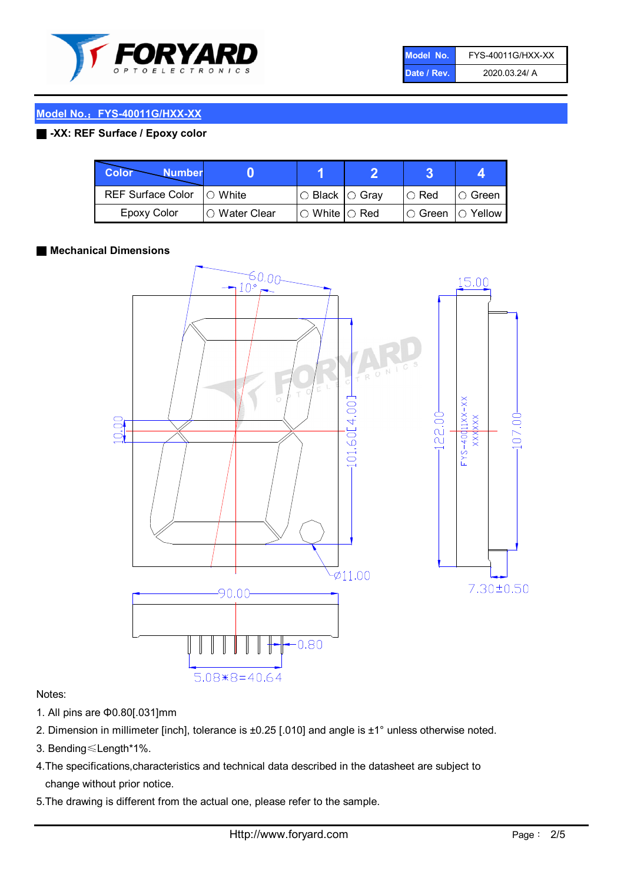| Model No. | FYS-40011G/HXX-XX |
| --- | --- |
| Date / Rev. | 2020.03.24/ A |

## Model No.：FYS-40011G/HXX-XX

### -XX: REF Surface / Epoxy color

| Color \ Number | 0 | 1 | 2 | 3 | 4 |
| --- | --- | --- | --- | --- | --- |
| REF Surface Color | ○ White | ○ Black | ○ Gray | ○ Red | ○ Green |
| Epoxy Color | ○ Water Clear | ○ White | ○ Red | ○ Green | ○ Yellow |

### Mechanical Dimensions

Notes:

1. All pins are Φ0.80[.031]mm
2. Dimension in millimeter [inch], tolerance is ±0.25 [.010] and angle is ±1° unless otherwise noted.
3. Bending≤Length*1%.
4. The specifications,characteristics and technical data described in the datasheet are subject to change without prior notice.
5. The drawing is different from the actual one, please refer to the sample.

Http://www.foryard.com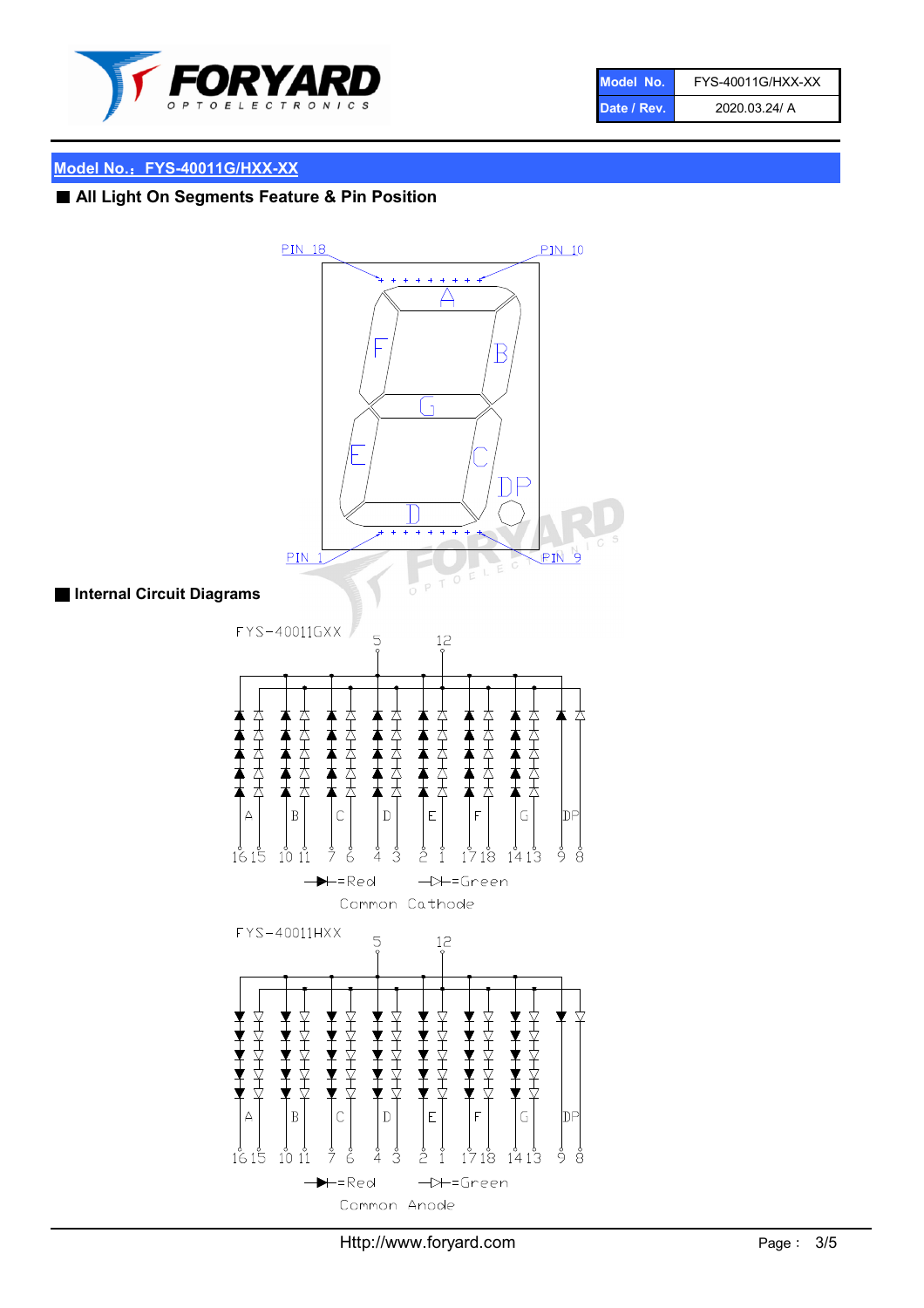| Model No. | FYS-40011G/HXX-XX |
|---|---|
| Date / Rev. | 2020.03.24/ A |

## Model No.：FYS-40011G/HXX-XX

### ■ All Light On Segments Feature & Pin Position

PIN 18　PIN 10

A B C D E F G DP

PIN 1　PIN 9

### ■ Internal Circuit Diagrams

FYS-40011GXX

5　12

A B C D E F G DP

16 15　10 11　7 6　4 3　2 1　17 18　14 13　9 8

=Red　=Green

Common Cathode

FYS-40011HXX

5　12

A B C D E F G DP

16 15　10 11　7 6　4 3　2 1　17 18　14 13　9 8

=Red　=Green

Common Anode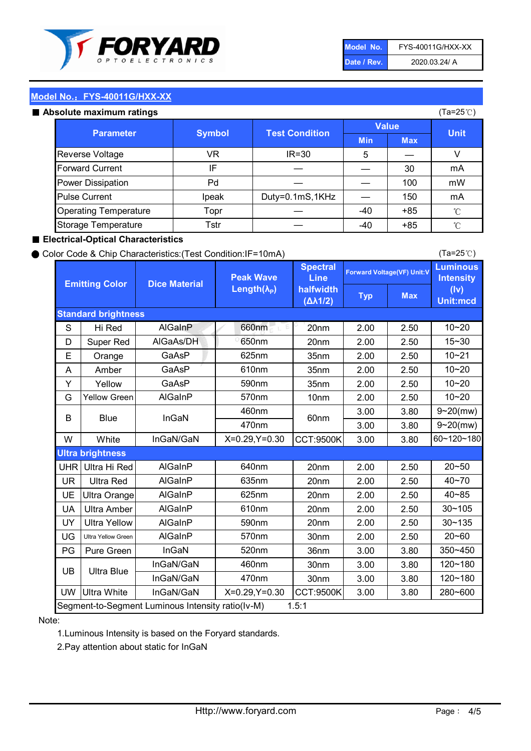| Model No. | FYS-40011G/HXX-XX |
|---|---|
| Date / Rev. | 2020.03.24/ A |

## Model No.：FYS-40011G/HXX-XX

### ■ Absolute maximum ratings

(Ta=25℃)

| Parameter | Symbol | Test Condition | Value | | Unit |
|---|---|---|---|---|---|
| | | | Min | Max | |
| Reverse Voltage | VR | IR=30 | 5 | — | V |
| Forward Current | IF | — | — | 30 | mA |
| Power Dissipation | Pd | — | — | 100 | mW |
| Pulse Current | Ipeak | Duty=0.1mS,1KHz | — | 150 | mA |
| Operating Temperature | Topr | — | -40 | +85 | ℃ |
| Storage Temperature | Tstr | — | -40 | +85 | ℃ |

### ■ Electrical-Optical Characteristics

● Color Code & Chip Characteristics:(Test Condition:IF=10mA)

(Ta=25℃)

| Emitting Color | | Dice Material | Peak Wave Length($\lambda_P$) | Spectral Line halfwidth ($\Delta\lambda 1/2$) | Forward Voltage(VF) Unit:V | | Luminous Intensity (Iv) Unit:mcd |
|---|---|---|---|---|---|---|---|
| | | | | | Typ | Max | |
| **Standard brightness** | | | | | | | |
| S | Hi Red | AlGaInP | 660nm | 20nm | 2.00 | 2.50 | 10~20 |
| D | Super Red | AlGaAs/DH | 650nm | 20nm | 2.00 | 2.50 | 15~30 |
| E | Orange | GaAsP | 625nm | 35nm | 2.00 | 2.50 | 10~21 |
| A | Amber | GaAsP | 610nm | 35nm | 2.00 | 2.50 | 10~20 |
| Y | Yellow | GaAsP | 590nm | 35nm | 2.00 | 2.50 | 10~20 |
| G | Yellow Green | AlGaInP | 570nm | 10nm | 2.00 | 2.50 | 10~20 |
| B | Blue | InGaN | 460nm | 60nm | 3.00 | 3.80 | 9~20(mw) |
| | | | 470nm | | 3.00 | 3.80 | 9~20(mw) |
| W | White | InGaN/GaN | X=0.29,Y=0.30 | CCT:9500K | 3.00 | 3.80 | 60~120~180 |
| **Ultra brightness** | | | | | | | |
| UHR | Ultra Hi Red | AlGaInP | 640nm | 20nm | 2.00 | 2.50 | 20~50 |
| UR | Ultra Red | AlGaInP | 635nm | 20nm | 2.00 | 2.50 | 40~70 |
| UE | Ultra Orange | AlGaInP | 625nm | 20nm | 2.00 | 2.50 | 40~85 |
| UA | Ultra Amber | AlGaInP | 610nm | 20nm | 2.00 | 2.50 | 30~105 |
| UY | Ultra Yellow | AlGaInP | 590nm | 20nm | 2.00 | 2.50 | 30~135 |
| UG | Ultra Yellow Green | AlGaInP | 570nm | 30nm | 2.00 | 2.50 | 20~60 |
| PG | Pure Green | InGaN | 520nm | 36nm | 3.00 | 3.80 | 350~450 |
| UB | Ultra Blue | InGaN/GaN | 460nm | 30nm | 3.00 | 3.80 | 120~180 |
| | | InGaN/GaN | 470nm | 30nm | 3.00 | 3.80 | 120~180 |
| UW | Ultra White | InGaN/GaN | X=0.29,Y=0.30 | CCT:9500K | 3.00 | 3.80 | 280~600 |
| Segment-to-Segment Luminous Intensity ratio(Iv-M) | | | 1.5:1 | | | | |

Note:

1.Luminous Intensity is based on the Foryard standards.

2.Pay attention about static for InGaN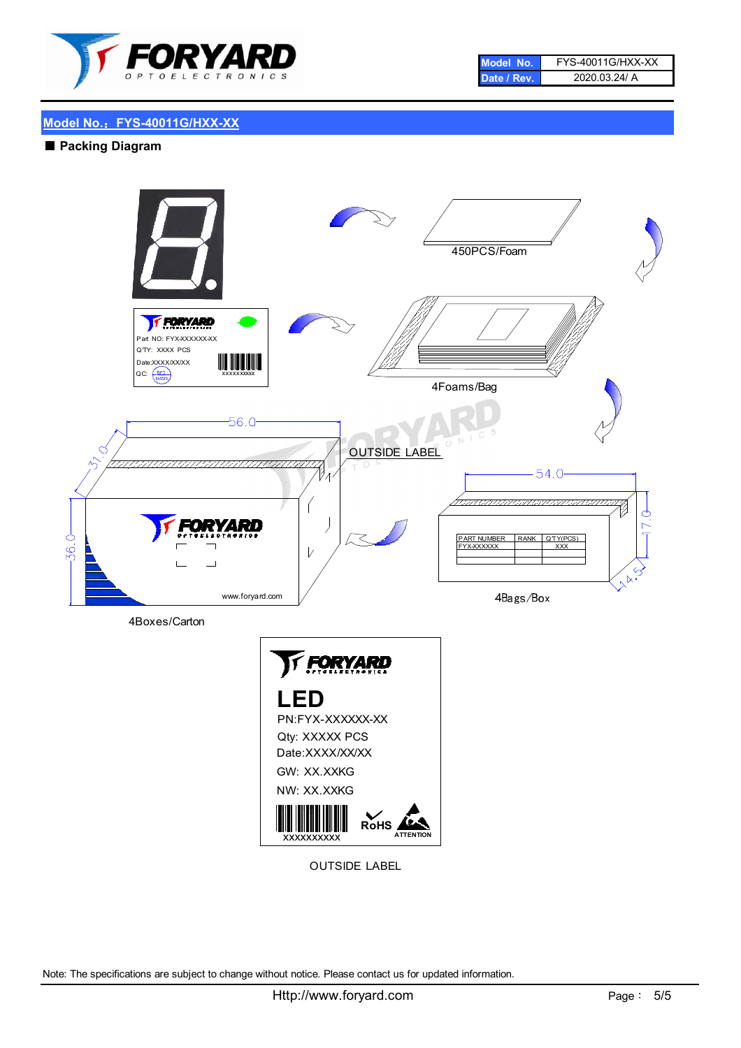| Model No. | FYS-40011G/HXX-XX |
| --- | --- |
| Date / Rev. | 2020.03.24/ A |

## Model No.: FYS-40011G/HXX-XX

### ■ Packing Diagram

450PCS/Foam

Part NO: FYX-XXXXXX-XX
Q'TY: XXXX PCS
Date:XXXX/XX/XX
QC:
XXXXXXXXXX

4Foams/Bag

56.0
31.0
36.0
OUTSIDE LABEL
www.foryard.com

4Boxes/Carton

54.0
17.0
14.5

| PART NUMBER | RANK | Q'TY(PCS) |
| --- | --- | --- |
| FYX-XXXXXX | | XXX |

4Bags/Box

LED
PN:FYX-XXXXXX-XX
Qty: XXXXX PCS
Date:XXXX/XX/XX
GW: XX.XXKG
NW: XX.XXKG
XXXXXXXXXX
RoHS
ATTENTION

OUTSIDE LABEL

Note: The specifications are subject to change without notice. Please contact us for updated information.

Http://www.foryard.com